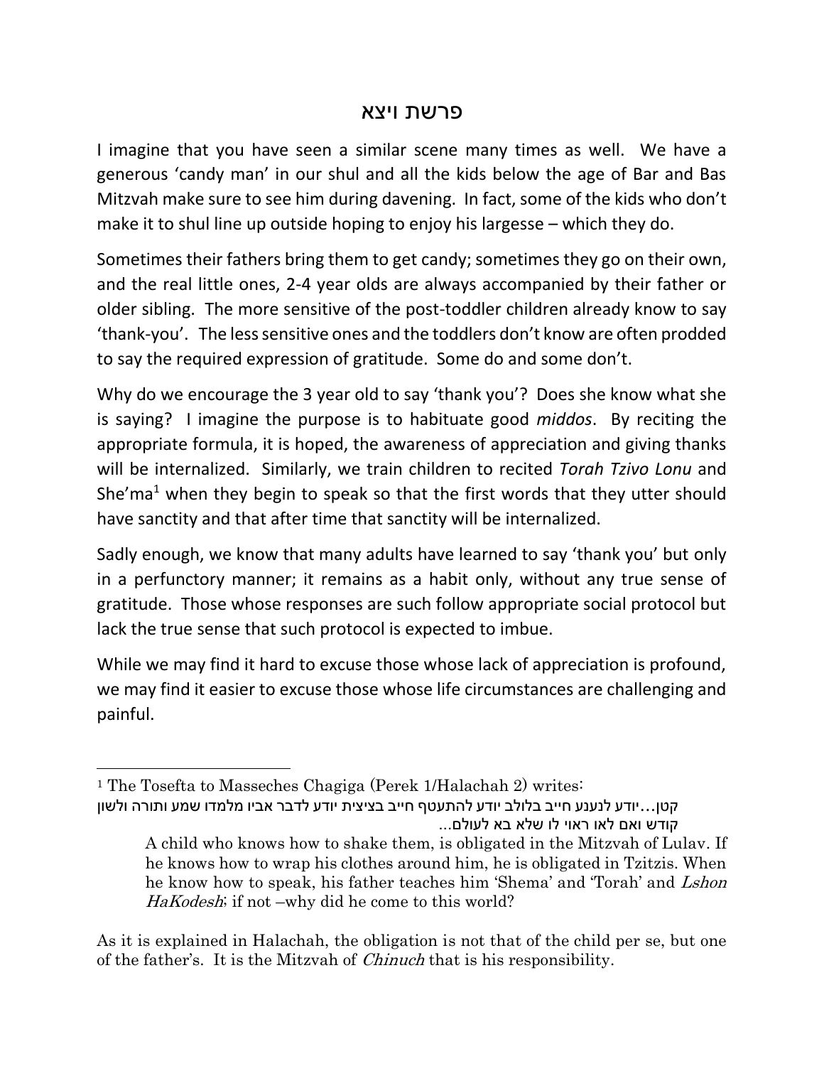# פרשת ויצא

I imagine that you have seen a similar scene many times as well. We have a generous 'candy man' in our shul and all the kids below the age of Bar and Bas Mitzvah make sure to see him during davening. In fact, some of the kids who don't make it to shul line up outside hoping to enjoy his largesse – which they do.

Sometimes their fathers bring them to get candy; sometimes they go on their own, and the real little ones, 2-4 year olds are always accompanied by their father or older sibling. The more sensitive of the post-toddler children already know to say 'thank-you'. The less sensitive ones and the toddlers don't know are often prodded to say the required expression of gratitude. Some do and some don't.

Why do we encourage the 3 year old to say 'thank you'? Does she know what she is saying? I imagine the purpose is to habituate good *middos*. By reciting the appropriate formula, it is hoped, the awareness of appreciation and giving thanks will be internalized. Similarly, we train children to recited *Torah Tzivo Lonu* and She'ma[1] when they begin to speak so that the first words that they utter should have sanctity and that after time that sanctity will be internalized.

Sadly enough, we know that many adults have learned to say 'thank you' but only in a perfunctory manner; it remains as a habit only, without any true sense of gratitude. Those whose responses are such follow appropriate social protocol but lack the true sense that such protocol is expected to imbue.

While we may find it hard to excuse those whose lack of appreciation is profound, we may find it easier to excuse those whose life circumstances are challenging and painful.

---

[1] The Tosefta to Masseches Chagiga (Perek 1/Halachah 2) writes:

קטן...יודע לנענע חייב בלולב יודע להתעטף חייב בציצית יודע לדבר אביו מלמדו שמע ותורה ולשון קודש ואם לאו ראוי לו שלא בא לעולם...

> A child who knows how to shake them, is obligated in the Mitzvah of Lulav. If he knows how to wrap his clothes around him, he is obligated in Tzitzis. When he know how to speak, his father teaches him 'Shema' and 'Torah' and *Lshon HaKodesh*; if not –why did he come to this world?

As it is explained in Halachah, the obligation is not that of the child per se, but one of the father's. It is the Mitzvah of *Chinuch* that is his responsibility.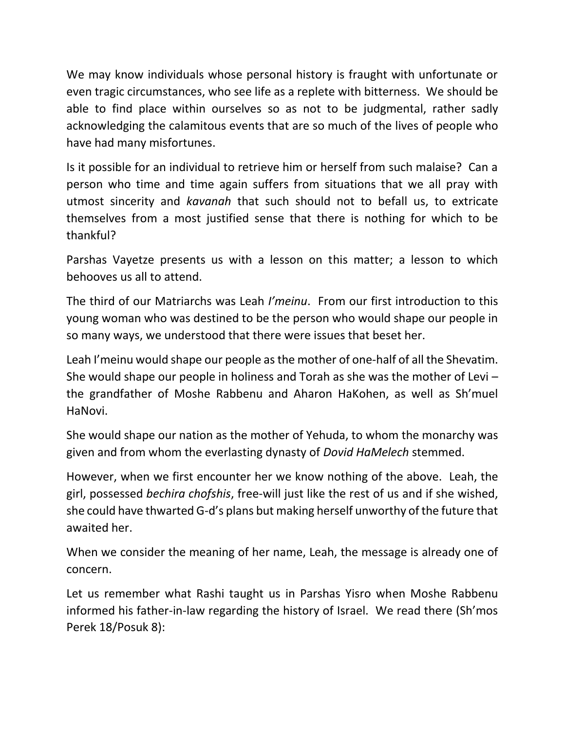We may know individuals whose personal history is fraught with unfortunate or even tragic circumstances, who see life as a replete with bitterness. We should be able to find place within ourselves so as not to be judgmental, rather sadly acknowledging the calamitous events that are so much of the lives of people who have had many misfortunes.

Is it possible for an individual to retrieve him or herself from such malaise? Can a person who time and time again suffers from situations that we all pray with utmost sincerity and *kavanah* that such should not to befall us, to extricate themselves from a most justified sense that there is nothing for which to be thankful?

Parshas Vayetze presents us with a lesson on this matter; a lesson to which behooves us all to attend.

The third of our Matriarchs was Leah *I'meinu*. From our first introduction to this young woman who was destined to be the person who would shape our people in so many ways, we understood that there were issues that beset her.

Leah I'meinu would shape our people as the mother of one-half of all the Shevatim. She would shape our people in holiness and Torah as she was the mother of Levi – the grandfather of Moshe Rabbenu and Aharon HaKohen, as well as Sh'muel HaNovi.

She would shape our nation as the mother of Yehuda, to whom the monarchy was given and from whom the everlasting dynasty of *Dovid HaMelech* stemmed.

However, when we first encounter her we know nothing of the above. Leah, the girl, possessed *bechira chofshis*, free-will just like the rest of us and if she wished, she could have thwarted G-d's plans but making herself unworthy of the future that awaited her.

When we consider the meaning of her name, Leah, the message is already one of concern.

Let us remember what Rashi taught us in Parshas Yisro when Moshe Rabbenu informed his father-in-law regarding the history of Israel. We read there (Sh'mos Perek 18/Posuk 8):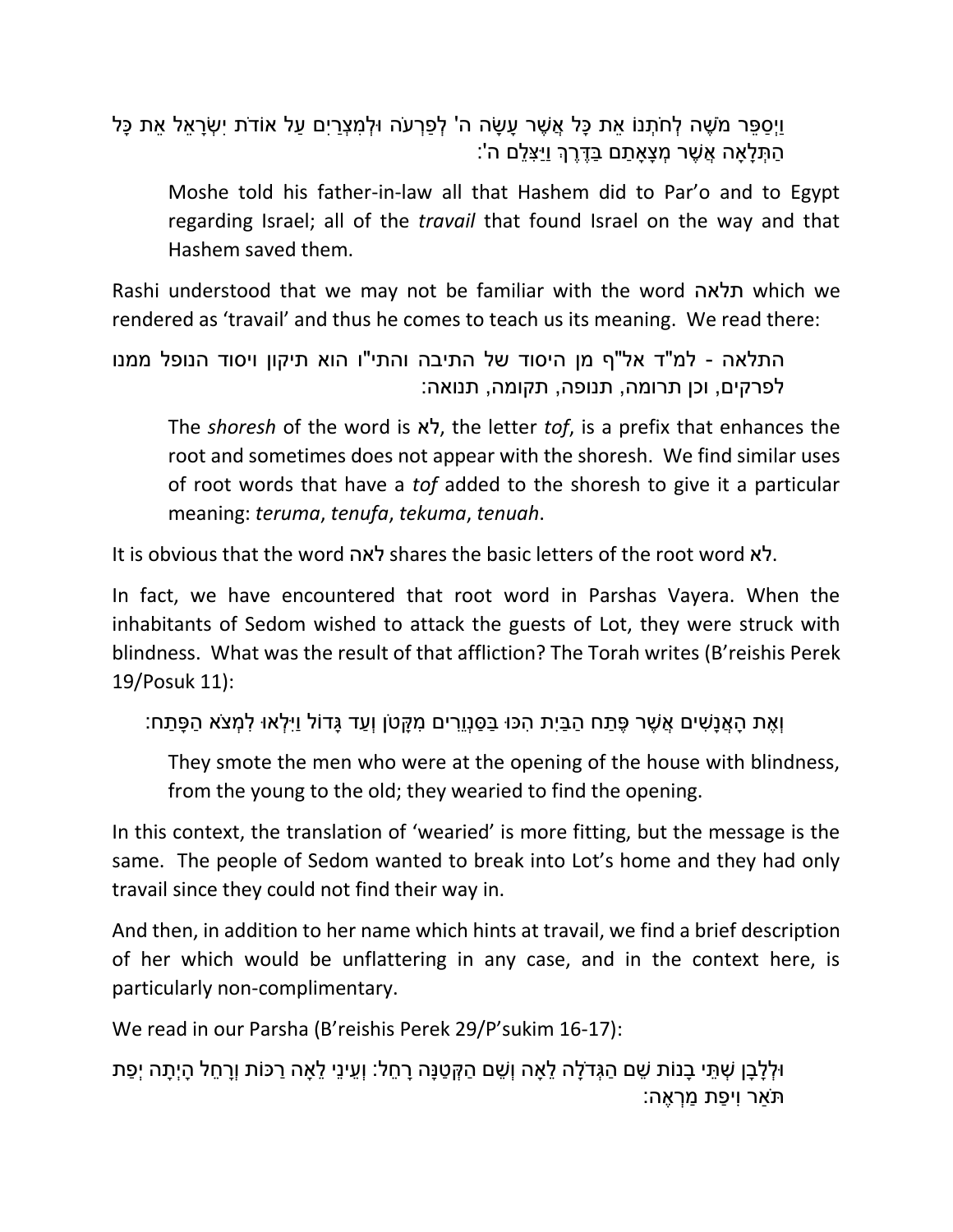וַיְסַפֵּר מֹשֶׁה לְחֹתְנוֹ אֵת כָּל אֲשֶׁר עָשָׂה ה' לְפַרְעֹה וּלְמִצְרַיִם עַל אוֹדֹת יִשְׂרָאֵל אֵת כָּל הַתְּלָאָה אֲשֶׁר מְצָאָתַם בַּדֶּרֶךְ וַיַּצִּלֵם ה':

> Moshe told his father-in-law all that Hashem did to Par'o and to Egypt regarding Israel; all of the *travail* that found Israel on the way and that Hashem saved them.

Rashi understood that we may not be familiar with the word תלאה which we rendered as 'travail' and thus he comes to teach us its meaning. We read there:

> התלאה - למ"ד אל"ף מן היסוד של התיבה והתי"ו הוא תיקון ויסוד הנופל ממנו לפרקים, וכן תרומה, תנופה, תקומה, תנואה:

> The *shoresh* of the word is לא, the letter *tof*, is a prefix that enhances the root and sometimes does not appear with the shoresh. We find similar uses of root words that have a *tof* added to the shoresh to give it a particular meaning: *teruma*, *tenufa*, *tekuma*, *tenuah*.

It is obvious that the word לאה shares the basic letters of the root word לא.

In fact, we have encountered that root word in Parshas Vayera. When the inhabitants of Sedom wished to attack the guests of Lot, they were struck with blindness. What was the result of that affliction? The Torah writes (B'reishis Perek 19/Posuk 11):

> וְאֶת הָאֲנָשִׁים אֲשֶׁר פֶּתַח הַבַּיִת הִכּוּ בַּסַּנְוֵרִים מִקָּטֹן וְעַד גָּדוֹל וַיִּלְאוּ לִמְצֹא הַפָּתַח:

> They smote the men who were at the opening of the house with blindness, from the young to the old; they wearied to find the opening.

In this context, the translation of 'wearied' is more fitting, but the message is the same. The people of Sedom wanted to break into Lot's home and they had only travail since they could not find their way in.

And then, in addition to her name which hints at travail, we find a brief description of her which would be unflattering in any case, and in the context here, is particularly non-complimentary.

We read in our Parsha (B'reishis Perek 29/P'sukim 16-17):

> וּלְלָבָן שְׁתֵּי בָנוֹת שֵׁם הַגְּדֹלָה לֵאָה וְשֵׁם הַקְּטַנָּה רָחֵל: וְעֵינֵי לֵאָה רַכּוֹת וְרָחֵל הָיְתָה יְפַת תֹּאַר וִיפַת מַרְאֶה: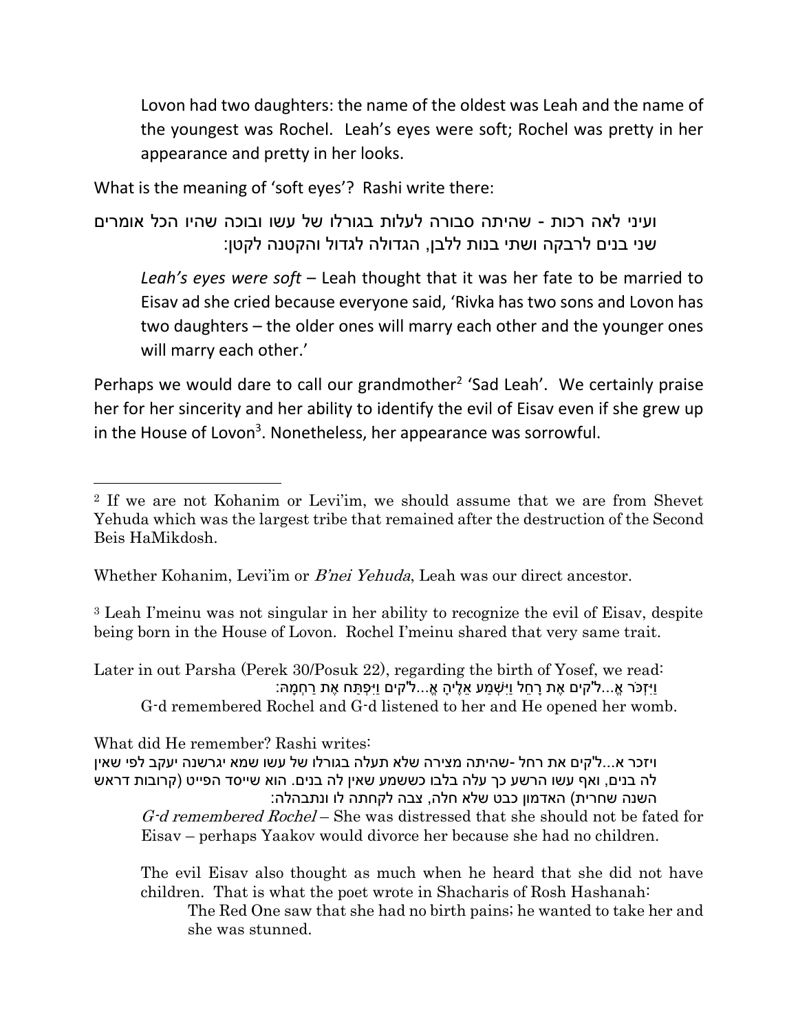> Lovon had two daughters: the name of the oldest was Leah and the name of the youngest was Rochel. Leah's eyes were soft; Rochel was pretty in her appearance and pretty in her looks.

What is the meaning of 'soft eyes'? Rashi write there:

> ועיני לאה רכות - שהיתה סבורה לעלות בגורלו של עשו ובוכה שהיו הכל אומרים שני בנים לרבקה ושתי בנות ללבן, הגדולה לגדול והקטנה לקטן:
>
> *Leah's eyes were soft* – Leah thought that it was her fate to be married to Eisav ad she cried because everyone said, 'Rivka has two sons and Lovon has two daughters – the older ones will marry each other and the younger ones will marry each other.'

Perhaps we would dare to call our grandmother[2] 'Sad Leah'. We certainly praise her for her sincerity and her ability to identify the evil of Eisav even if she grew up in the House of Lovon[3]. Nonetheless, her appearance was sorrowful.

---

[2] If we are not Kohanim or Levi'im, we should assume that we are from Shevet Yehuda which was the largest tribe that remained after the destruction of the Second Beis HaMikdosh.

Whether Kohanim, Levi'im or *B'nei Yehuda*, Leah was our direct ancestor.

[3] Leah I'meinu was not singular in her ability to recognize the evil of Eisav, despite being born in the House of Lovon. Rochel I'meinu shared that very same trait.

Later in out Parsha (Perek 30/Posuk 22), regarding the birth of Yosef, we read:

> וַיִּזְכֹּר אֱ...ל'קים אֶת רָחֵל וַיִּשְׁמַע אֵלֶיהָ אֱ...ל'קים וַיִּפְתַּח אֶת רַחְמָהּ:
>
> G-d remembered Rochel and G-d listened to her and He opened her womb.

What did He remember? Rashi writes:

> ויזכר א...ל'קים את רחל -שהיתה מצירה שלא תעלה בגורלו של עשו שמא יגרשנה יעקב לפי שאין לה בנים, ואף עשו הרשע כך עלה בלבו כששמע שאין לה בנים. הוא שייסד הפייט (קרובות דראש השנה שחרית) האדמון כבט שלא חלה, צבה לקחתה לו ונתבהלה:
>
> *G-d remembered Rochel* – She was distressed that she should not be fated for Eisav – perhaps Yaakov would divorce her because she had no children.
>
> The evil Eisav also thought as much when he heard that she did not have children. That is what the poet wrote in Shacharis of Rosh Hashanah:
>
> > The Red One saw that she had no birth pains; he wanted to take her and she was stunned.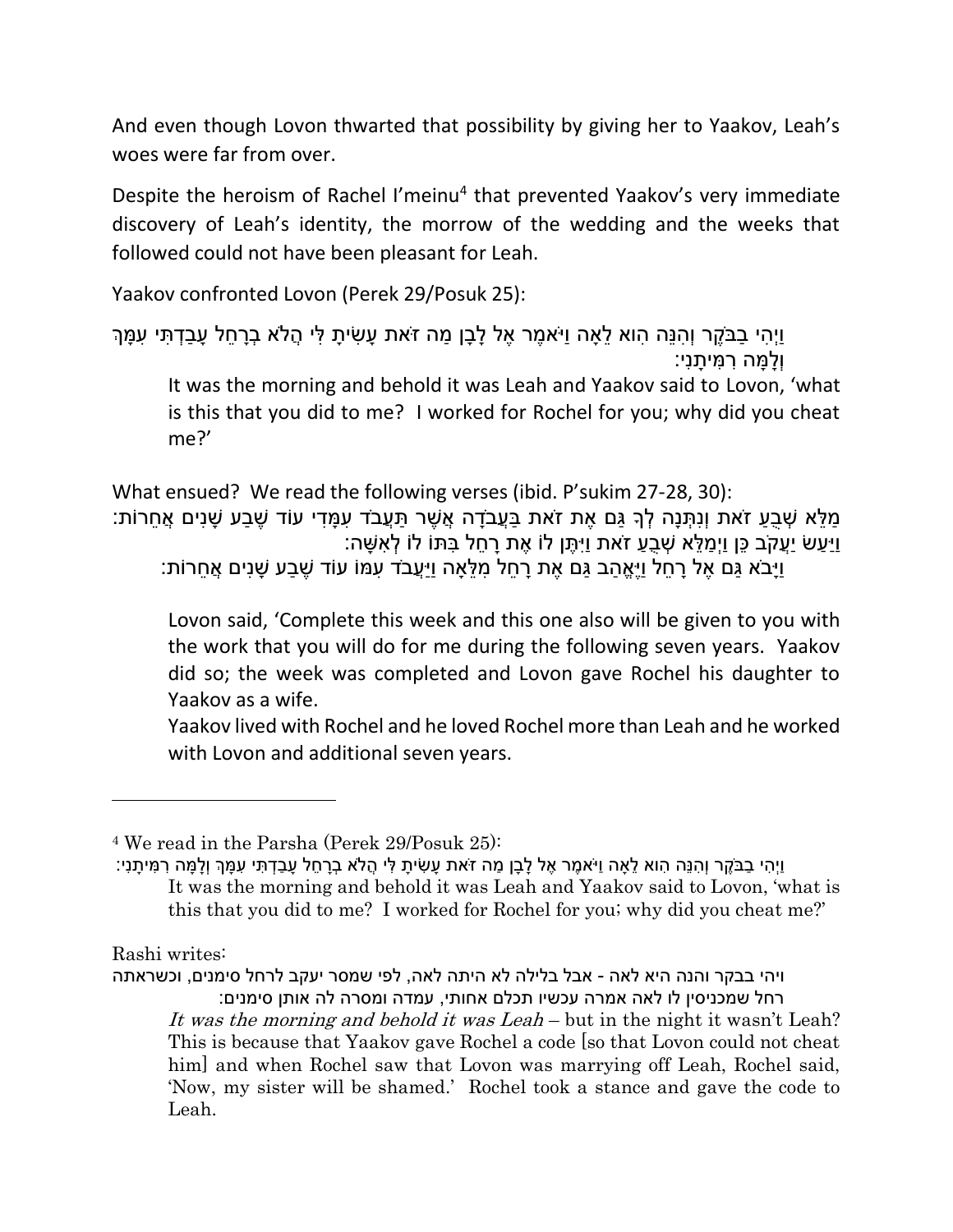And even though Lovon thwarted that possibility by giving her to Yaakov, Leah's woes were far from over.

Despite the heroism of Rachel I'meinu[4] that prevented Yaakov's very immediate discovery of Leah's identity, the morrow of the wedding and the weeks that followed could not have been pleasant for Leah.

Yaakov confronted Lovon (Perek 29/Posuk 25):

> וַיְהִי בַבֹּקֶר וְהִנֵּה הִוא לֵאָה וַיֹּאמֶר אֶל לָבָן מַה זֹּאת עָשִׂיתָ לִּי הֲלֹא בְרָחֵל עָבַדְתִּי עִמָּךְ וְלָמָּה רִמִּיתָנִי:
>
> It was the morning and behold it was Leah and Yaakov said to Lovon, 'what is this that you did to me? I worked for Rochel for you; why did you cheat me?'

What ensued? We read the following verses (ibid. P'sukim 27-28, 30):

> מַלֵּא שְׁבֻעַ זֹאת וְנִתְּנָה לְךָ גַּם אֶת זֹאת בַּעֲבֹדָה אֲשֶׁר תַּעֲבֹד עִמָּדִי עוֹד שֶׁבַע שָׁנִים אֲחֵרוֹת:
>
> וַיַּעַשׂ יַעֲקֹב כֵּן וַיְמַלֵּא שְׁבֻעַ זֹאת וַיִּתֶּן לוֹ אֶת רָחֵל בִּתּוֹ לוֹ לְאִשָּׁה:
>
> וַיָּבֹא גַּם אֶל רָחֵל וַיֶּאֱהַב גַּם אֶת רָחֵל מִלֵּאָה וַיַּעֲבֹד עִמּוֹ עוֹד שֶׁבַע שָׁנִים אֲחֵרוֹת:
>
> Lovon said, 'Complete this week and this one also will be given to you with the work that you will do for me during the following seven years. Yaakov did so; the week was completed and Lovon gave Rochel his daughter to Yaakov as a wife.
>
> Yaakov lived with Rochel and he loved Rochel more than Leah and he worked with Lovon and additional seven years.

---

[4] We read in the Parsha (Perek 29/Posuk 25):

> וַיְהִי בַבֹּקֶר וְהִנֵּה הִוא לֵאָה וַיֹּאמֶר אֶל לָבָן מַה זֹּאת עָשִׂיתָ לִּי הֲלֹא בְרָחֵל עָבַדְתִּי עִמָּךְ וְלָמָּה רִמִּיתָנִי:
>
> It was the morning and behold it was Leah and Yaakov said to Lovon, 'what is this that you did to me? I worked for Rochel for you; why did you cheat me?'

Rashi writes:

> ויהי בבקר והנה היא לאה - אבל בלילה לא היתה לאה, לפי שמסר יעקב לרחל סימנים, וכשראתה רחל שמכניסין לו לאה אמרה עכשיו תכלם אחותי, עמדה ומסרה לה אותן סימנים:
>
> *It was the morning and behold it was Leah* – but in the night it wasn't Leah? This is because that Yaakov gave Rochel a code [so that Lovon could not cheat him] and when Rochel saw that Lovon was marrying off Leah, Rochel said, 'Now, my sister will be shamed.' Rochel took a stance and gave the code to Leah.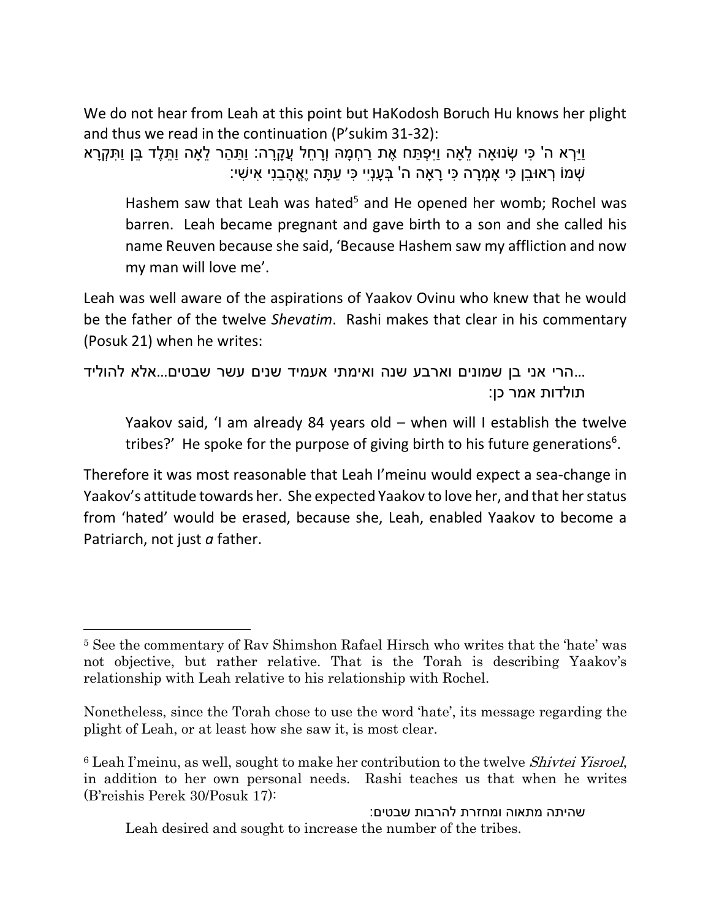We do not hear from Leah at this point but HaKodosh Boruch Hu knows her plight and thus we read in the continuation (P'sukim 31-32):

וַיַּרְא ה' כִּי שְׂנוּאָה לֵאָה וַיִּפְתַּח אֶת רַחְמָהּ וְרָחֵל עֲקָרָה: וַתַּהַר לֵאָה וַתֵּלֶד בֵּן וַתִּקְרָא שְׁמוֹ רְאוּבֵן כִּי אָמְרָה כִּי רָאָה ה' בְּעָנְיִי כִּי עַתָּה יֶאֱהָבַנִי אִישִׁי:

> Hashem saw that Leah was hated[5] and He opened her womb; Rochel was barren. Leah became pregnant and gave birth to a son and she called his name Reuven because she said, 'Because Hashem saw my affliction and now my man will love me'.

Leah was well aware of the aspirations of Yaakov Ovinu who knew that he would be the father of the twelve *Shevatim*. Rashi makes that clear in his commentary (Posuk 21) when he writes:

> ...הרי אני בן שמונים וארבע שנה ואימתי אעמיד שנים עשר שבטים...אלא להוליד תולדות אמר כן:

> Yaakov said, 'I am already 84 years old – when will I establish the twelve tribes?' He spoke for the purpose of giving birth to his future generations[6].

Therefore it was most reasonable that Leah I'meinu would expect a sea-change in Yaakov's attitude towards her. She expected Yaakov to love her, and that her status from 'hated' would be erased, because she, Leah, enabled Yaakov to become a Patriarch, not just *a* father.

---

[5] See the commentary of Rav Shimshon Rafael Hirsch who writes that the 'hate' was not objective, but rather relative. That is the Torah is describing Yaakov's relationship with Leah relative to his relationship with Rochel.

Nonetheless, since the Torah chose to use the word 'hate', its message regarding the plight of Leah, or at least how she saw it, is most clear.

[6] Leah I'meinu, as well, sought to make her contribution to the twelve *Shivtei Yisroel*, in addition to her own personal needs. Rashi teaches us that when he writes (B'reishis Perek 30/Posuk 17):

> שהיתה מתאוה ומחזרת להרבות שבטים:
>
> Leah desired and sought to increase the number of the tribes.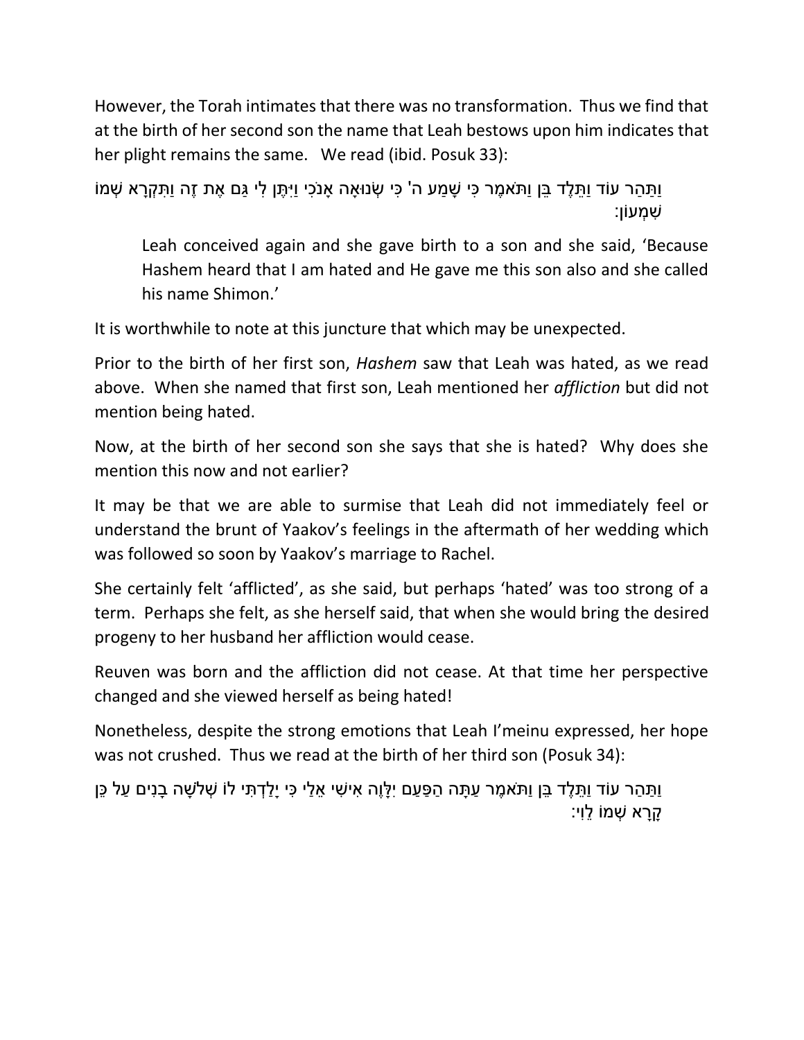However, the Torah intimates that there was no transformation. Thus we find that at the birth of her second son the name that Leah bestows upon him indicates that her plight remains the same. We read (ibid. Posuk 33):

> וַתַּהַר עוֹד וַתֵּלֶד בֵּן וַתֹּאמֶר כִּי שָׁמַע ה' כִּי שְׂנוּאָה אָנֹכִי וַיִּתֶּן לִי גַּם אֶת זֶה וַתִּקְרָא שְׁמוֹ שִׁמְעוֹן:
>
> Leah conceived again and she gave birth to a son and she said, 'Because Hashem heard that I am hated and He gave me this son also and she called his name Shimon.'

It is worthwhile to note at this juncture that which may be unexpected.

Prior to the birth of her first son, *Hashem* saw that Leah was hated, as we read above. When she named that first son, Leah mentioned her *affliction* but did not mention being hated.

Now, at the birth of her second son she says that she is hated? Why does she mention this now and not earlier?

It may be that we are able to surmise that Leah did not immediately feel or understand the brunt of Yaakov's feelings in the aftermath of her wedding which was followed so soon by Yaakov's marriage to Rachel.

She certainly felt 'afflicted', as she said, but perhaps 'hated' was too strong of a term. Perhaps she felt, as she herself said, that when she would bring the desired progeny to her husband her affliction would cease.

Reuven was born and the affliction did not cease. At that time her perspective changed and she viewed herself as being hated!

Nonetheless, despite the strong emotions that Leah I'meinu expressed, her hope was not crushed. Thus we read at the birth of her third son (Posuk 34):

> וַתַּהַר עוֹד וַתֵּלֶד בֵּן וַתֹּאמֶר עַתָּה הַפַּעַם יִלָּוֶה אִישִׁי אֵלַי כִּי יָלַדְתִּי לוֹ שְׁלֹשָׁה בָנִים עַל כֵּן קָרָא שְׁמוֹ לֵוִי: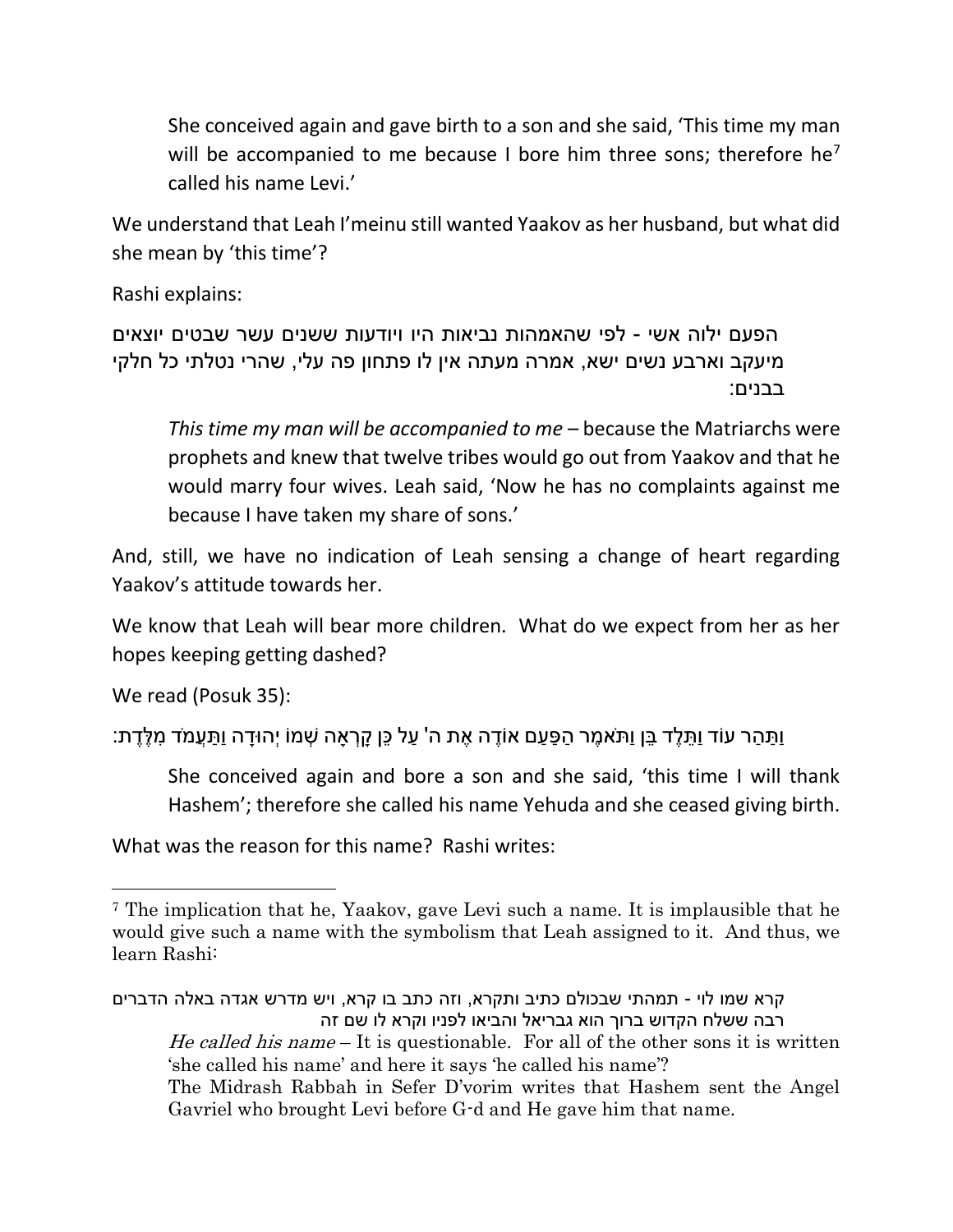> She conceived again and gave birth to a son and she said, 'This time my man will be accompanied to me because I bore him three sons; therefore he[7] called his name Levi.'

We understand that Leah I'meinu still wanted Yaakov as her husband, but what did she mean by 'this time'?

Rashi explains:

> הפעם ילוה אשי - לפי שהאמהות נביאות היו ויודעות ששנים עשר שבטים יוצאים מיעקב וארבע נשים ישא, אמרה מעתה אין לו פתחון פה עלי, שהרי נטלתי כל חלקי בבנים:

> *This time my man will be accompanied to me* – because the Matriarchs were prophets and knew that twelve tribes would go out from Yaakov and that he would marry four wives. Leah said, 'Now he has no complaints against me because I have taken my share of sons.'

And, still, we have no indication of Leah sensing a change of heart regarding Yaakov's attitude towards her.

We know that Leah will bear more children. What do we expect from her as her hopes keeping getting dashed?

We read (Posuk 35):

וַתַּהַר עוֹד וַתֵּלֶד בֵּן וַתֹּאמֶר הַפַּעַם אוֹדֶה אֶת ה' עַל כֵּן קָרְאָה שְׁמוֹ יְהוּדָה וַתַּעֲמֹד מִלֶּדֶת:

> She conceived again and bore a son and she said, 'this time I will thank Hashem'; therefore she called his name Yehuda and she ceased giving birth.

What was the reason for this name? Rashi writes:

---

[7] The implication that he, Yaakov, gave Levi such a name. It is implausible that he would give such a name with the symbolism that Leah assigned to it. And thus, we learn Rashi:

> קרא שמו לוי - תמהתי שבכולם כתיב ותקרא, וזה כתב בו קרא, ויש מדרש אגדה באלה הדברים רבה ששלח הקדוש ברוך הוא גבריאל והביאו לפניו וקרא לו שם זה

> *He called his name* – It is questionable. For all of the other sons it is written 'she called his name' and here it says 'he called his name'?
> The Midrash Rabbah in Sefer D'vorim writes that Hashem sent the Angel Gavriel who brought Levi before G-d and He gave him that name.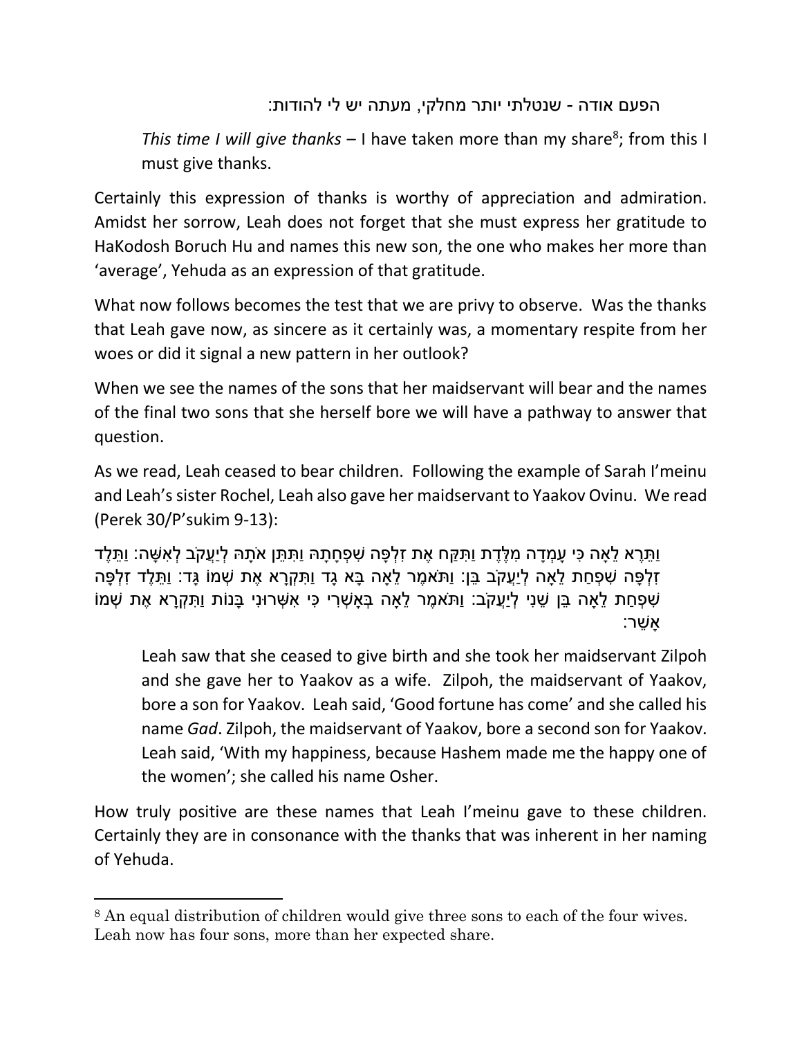הפעם אודה - שנטלתי יותר מחלקי, מעתה יש לי להודות:

*This time I will give thanks* – I have taken more than my share[8]; from this I must give thanks.

Certainly this expression of thanks is worthy of appreciation and admiration. Amidst her sorrow, Leah does not forget that she must express her gratitude to HaKodosh Boruch Hu and names this new son, the one who makes her more than 'average', Yehuda as an expression of that gratitude.

What now follows becomes the test that we are privy to observe. Was the thanks that Leah gave now, as sincere as it certainly was, a momentary respite from her woes or did it signal a new pattern in her outlook?

When we see the names of the sons that her maidservant will bear and the names of the final two sons that she herself bore we will have a pathway to answer that question.

As we read, Leah ceased to bear children. Following the example of Sarah I'meinu and Leah's sister Rochel, Leah also gave her maidservant to Yaakov Ovinu. We read (Perek 30/P'sukim 9-13):

וַתֵּרֶא לֵאָה כִּי עָמְדָה מִלֶּדֶת וַתִּקַּח אֶת זִלְפָּה שִׁפְחָתָהּ וַתִּתֵּן אֹתָהּ לְיַעֲקֹב לְאִשָּׁה: וַתֵּלֶד זִלְפָּה שִׁפְחַת לֵאָה לְיַעֲקֹב בֵּן: וַתֹּאמֶר לֵאָה בָּא גָד וַתִּקְרָא אֶת שְׁמוֹ גָּד: וַתֵּלֶד זִלְפָּה שִׁפְחַת לֵאָה בֵּן שֵׁנִי לְיַעֲקֹב: וַתֹּאמֶר לֵאָה בְּאָשְׁרִי כִּי אִשְּׁרוּנִי בָּנוֹת וַתִּקְרָא אֶת שְׁמוֹ אָשֵׁר:

> Leah saw that she ceased to give birth and she took her maidservant Zilpoh and she gave her to Yaakov as a wife. Zilpoh, the maidservant of Yaakov, bore a son for Yaakov. Leah said, 'Good fortune has come' and she called his name *Gad*. Zilpoh, the maidservant of Yaakov, bore a second son for Yaakov. Leah said, 'With my happiness, because Hashem made me the happy one of the women'; she called his name Osher.

How truly positive are these names that Leah I'meinu gave to these children. Certainly they are in consonance with the thanks that was inherent in her naming of Yehuda.

---

[8] An equal distribution of children would give three sons to each of the four wives. Leah now has four sons, more than her expected share.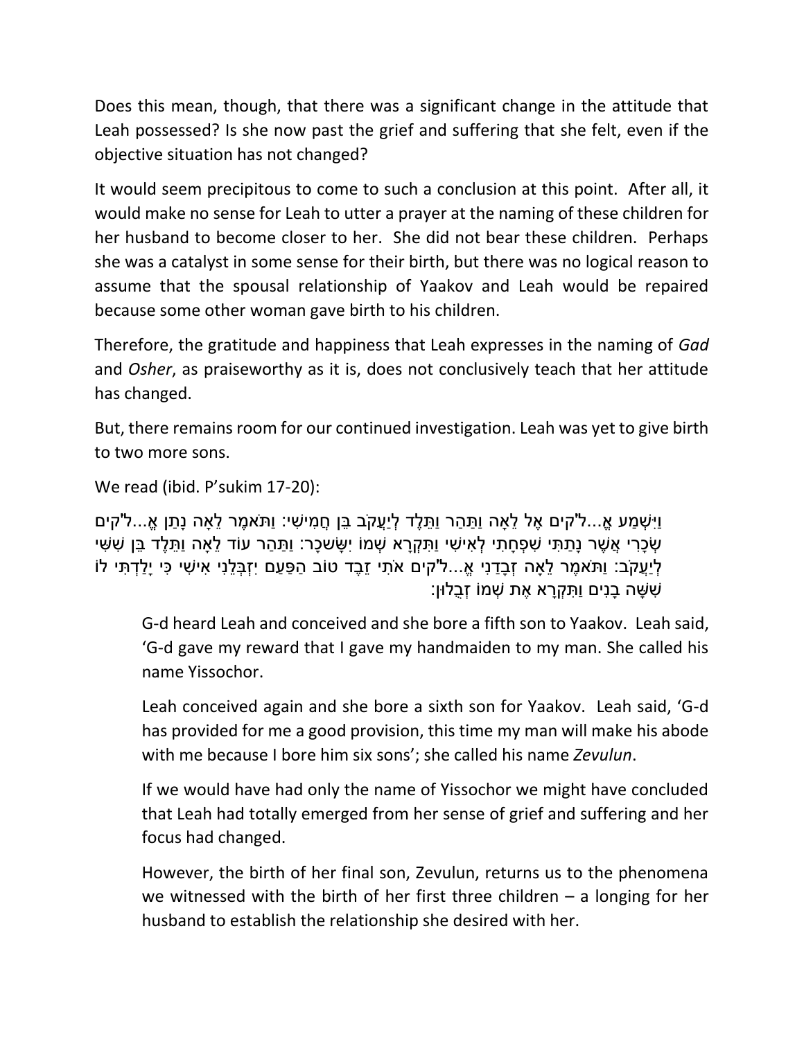Does this mean, though, that there was a significant change in the attitude that Leah possessed? Is she now past the grief and suffering that she felt, even if the objective situation has not changed?

It would seem precipitous to come to such a conclusion at this point. After all, it would make no sense for Leah to utter a prayer at the naming of these children for her husband to become closer to her. She did not bear these children. Perhaps she was a catalyst in some sense for their birth, but there was no logical reason to assume that the spousal relationship of Yaakov and Leah would be repaired because some other woman gave birth to his children.

Therefore, the gratitude and happiness that Leah expresses in the naming of *Gad* and *Osher*, as praiseworthy as it is, does not conclusively teach that her attitude has changed.

But, there remains room for our continued investigation. Leah was yet to give birth to two more sons.

We read (ibid. P'sukim 17-20):

וַיִּשְׁמַע אֱ...ל"קים אֶל לֵאָה וַתַּהַר וַתֵּלֶד לְיַעֲקֹב בֵּן חֲמִישִׁי: וַתֹּאמֶר לֵאָה נָתַן אֱ...ל"קים שְׂכָרִי אֲשֶׁר נָתַתִּי שִׁפְחָתִי לְאִישִׁי וַתִּקְרָא שְׁמוֹ יִשָּׂשכָר: וַתַּהַר עוֹד לֵאָה וַתֵּלֶד בֵּן שִׁשִּׁי לְיַעֲקֹב: וַתֹּאמֶר לֵאָה זְבָדַנִי אֱ...ל"קים אֹתִי זֵבֶד טוֹב הַפַּעַם יִזְבְּלֵנִי אִישִׁי כִּי יָלַדְתִּי לוֹ שִׁשָּׁה בָנִים וַתִּקְרָא אֶת שְׁמוֹ זְבֻלוּן:

> G-d heard Leah and conceived and she bore a fifth son to Yaakov. Leah said, 'G-d gave my reward that I gave my handmaiden to my man. She called his name Yissochor.
>
> Leah conceived again and she bore a sixth son for Yaakov. Leah said, 'G-d has provided for me a good provision, this time my man will make his abode with me because I bore him six sons'; she called his name *Zevulun*.
>
> If we would have had only the name of Yissochor we might have concluded that Leah had totally emerged from her sense of grief and suffering and her focus had changed.
>
> However, the birth of her final son, Zevulun, returns us to the phenomena we witnessed with the birth of her first three children – a longing for her husband to establish the relationship she desired with her.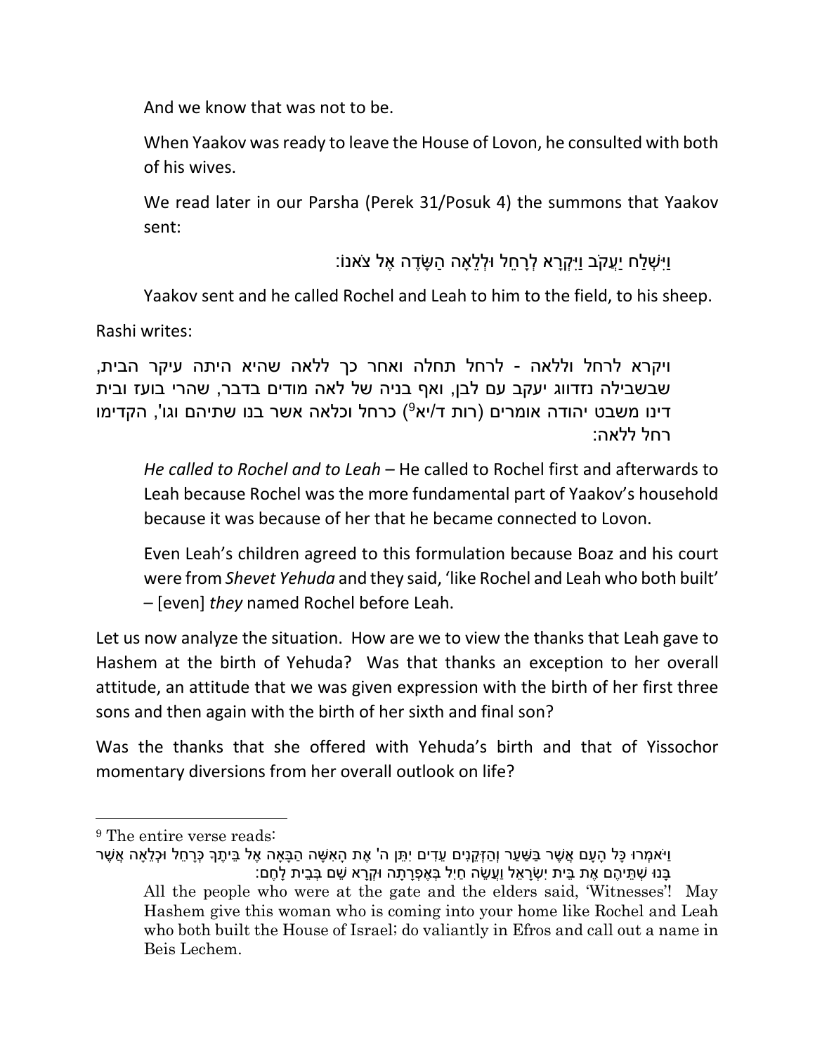And we know that was not to be.

When Yaakov was ready to leave the House of Lovon, he consulted with both of his wives.

We read later in our Parsha (Perek 31/Posuk 4) the summons that Yaakov sent:

וַיִּשְׁלַח יַעֲקֹב וַיִּקְרָא לְרָחֵל וּלְלֵאָה הַשָּׂדֶה אֶל צֹאנוֹ:

Yaakov sent and he called Rochel and Leah to him to the field, to his sheep.

Rashi writes:

ויקרא לרחל וללאה - לרחל תחלה ואחר כך ללאה שהיא היתה עיקר הבית, שבשבילה נזדווג יעקב עם לבן, ואף בניה של לאה מודים בדבר, שהרי בועז ובית דינו משבט יהודה אומרים (רות ד/יא[9]) כרחל וכלאה אשר בנו שתיהם וגו', הקדימו רחל ללאה:

*He called to Rochel and to Leah* – He called to Rochel first and afterwards to Leah because Rochel was the more fundamental part of Yaakov's household because it was because of her that he became connected to Lovon.

Even Leah's children agreed to this formulation because Boaz and his court were from *Shevet Yehuda* and they said, 'like Rochel and Leah who both built' – [even] *they* named Rochel before Leah.

Let us now analyze the situation. How are we to view the thanks that Leah gave to Hashem at the birth of Yehuda? Was that thanks an exception to her overall attitude, an attitude that we was given expression with the birth of her first three sons and then again with the birth of her sixth and final son?

Was the thanks that she offered with Yehuda's birth and that of Yissochor momentary diversions from her overall outlook on life?

---

[9] The entire verse reads:

וַיֹּאמְרוּ כָּל הָעָם אֲשֶׁר בַּשַּׁעַר וְהַזְּקֵנִים עֵדִים יִתֵּן ה' אֶת הָאִשָּׁה הַבָּאָה אֶל בֵּיתֶךָ כְּרָחֵל וּכְלֵאָה אֲשֶׁר בָּנוּ שְׁתֵּיהֶם אֶת בֵּית יִשְׂרָאֵל וַעֲשֵׂה חַיִל בְּאֶפְרָתָה וּקְרָא שֵׁם בְּבֵית לָחֶם:

All the people who were at the gate and the elders said, 'Witnesses'! May Hashem give this woman who is coming into your home like Rochel and Leah who both built the House of Israel; do valiantly in Efros and call out a name in Beis Lechem.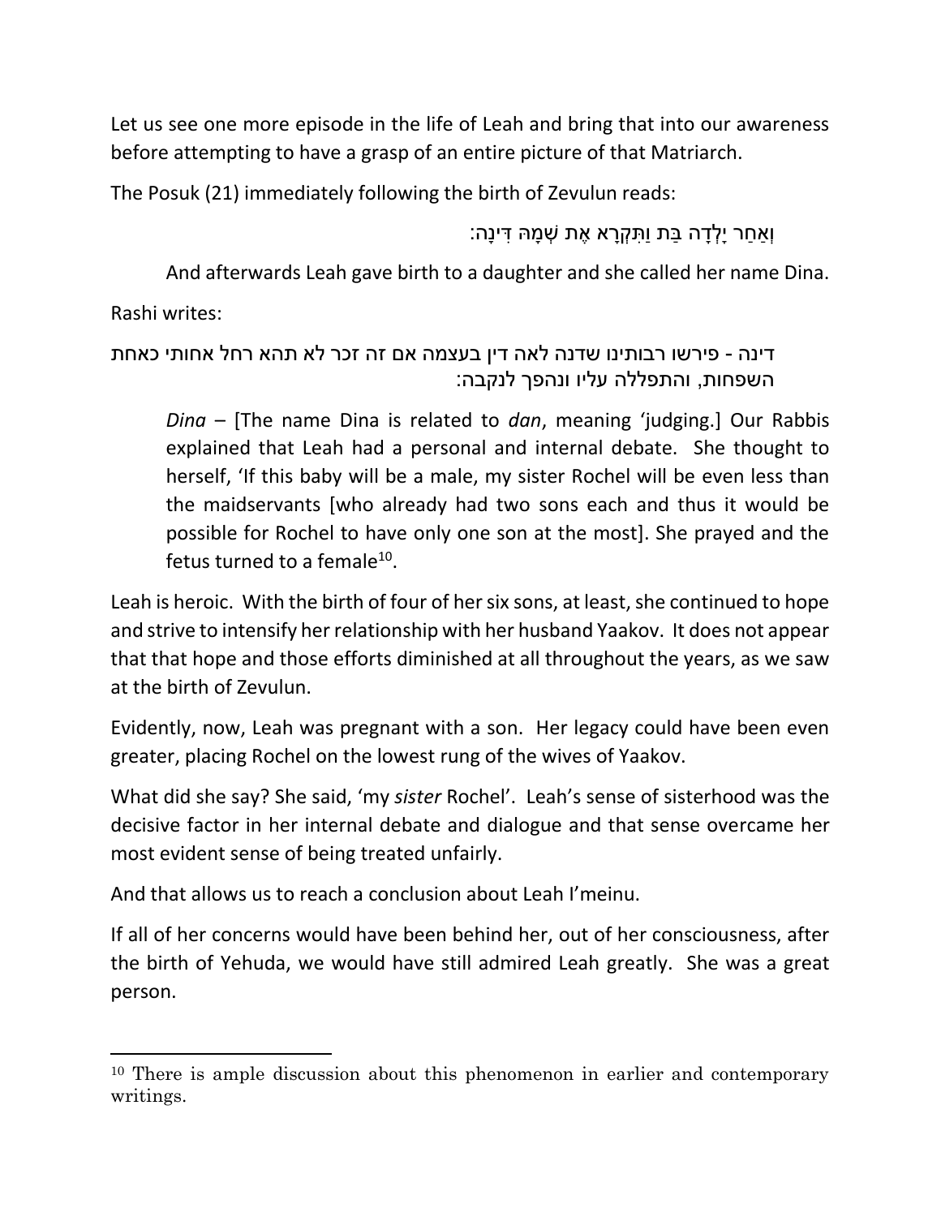Let us see one more episode in the life of Leah and bring that into our awareness before attempting to have a grasp of an entire picture of that Matriarch.

The Posuk (21) immediately following the birth of Zevulun reads:

וְאַחַר יָלְדָה בַּת וַתִּקְרָא אֶת שְׁמָהּ דִּינָה:

> And afterwards Leah gave birth to a daughter and she called her name Dina.

Rashi writes:

> דינה - פירשו רבותינו שדנה לאה דין בעצמה אם זה זכר לא תהא רחל אחותי כאחת השפחות, והתפללה עליו ונהפך לנקבה:
>
> *Dina* – [The name Dina is related to *dan*, meaning 'judging.] Our Rabbis explained that Leah had a personal and internal debate. She thought to herself, 'If this baby will be a male, my sister Rochel will be even less than the maidservants [who already had two sons each and thus it would be possible for Rochel to have only one son at the most]. She prayed and the fetus turned to a female[10].

Leah is heroic. With the birth of four of her six sons, at least, she continued to hope and strive to intensify her relationship with her husband Yaakov. It does not appear that that hope and those efforts diminished at all throughout the years, as we saw at the birth of Zevulun.

Evidently, now, Leah was pregnant with a son. Her legacy could have been even greater, placing Rochel on the lowest rung of the wives of Yaakov.

What did she say? She said, 'my *sister* Rochel'. Leah's sense of sisterhood was the decisive factor in her internal debate and dialogue and that sense overcame her most evident sense of being treated unfairly.

And that allows us to reach a conclusion about Leah I'meinu.

If all of her concerns would have been behind her, out of her consciousness, after the birth of Yehuda, we would have still admired Leah greatly. She was a great person.

---

[10] There is ample discussion about this phenomenon in earlier and contemporary writings.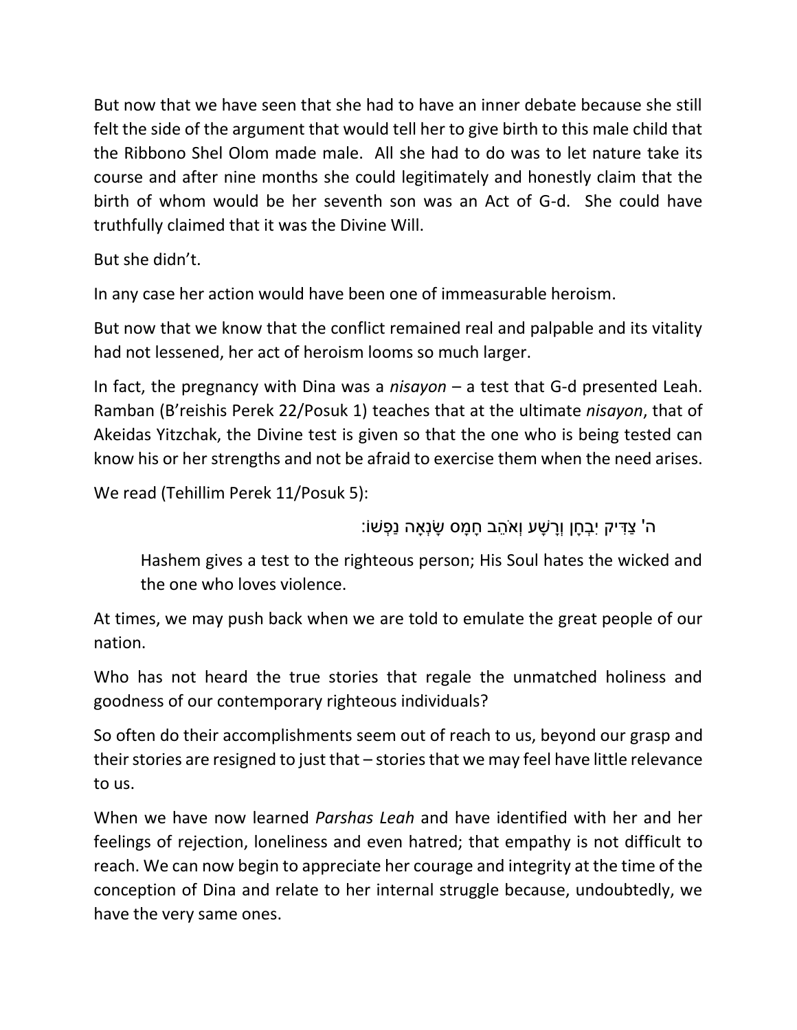But now that we have seen that she had to have an inner debate because she still felt the side of the argument that would tell her to give birth to this male child that the Ribbono Shel Olom made male. All she had to do was to let nature take its course and after nine months she could legitimately and honestly claim that the birth of whom would be her seventh son was an Act of G-d. She could have truthfully claimed that it was the Divine Will.

But she didn't.

In any case her action would have been one of immeasurable heroism.

But now that we know that the conflict remained real and palpable and its vitality had not lessened, her act of heroism looms so much larger.

In fact, the pregnancy with Dina was a *nisayon* – a test that G-d presented Leah. Ramban (B'reishis Perek 22/Posuk 1) teaches that at the ultimate *nisayon*, that of Akeidas Yitzchak, the Divine test is given so that the one who is being tested can know his or her strengths and not be afraid to exercise them when the need arises.

We read (Tehillim Perek 11/Posuk 5):

ה' צַדִּיק יִבְחָן וְרָשָׁע וְאֹהֵב חָמָס שָׂנְאָה נַפְשׁוֹ:

> Hashem gives a test to the righteous person; His Soul hates the wicked and the one who loves violence.

At times, we may push back when we are told to emulate the great people of our nation.

Who has not heard the true stories that regale the unmatched holiness and goodness of our contemporary righteous individuals?

So often do their accomplishments seem out of reach to us, beyond our grasp and their stories are resigned to just that – stories that we may feel have little relevance to us.

When we have now learned *Parshas Leah* and have identified with her and her feelings of rejection, loneliness and even hatred; that empathy is not difficult to reach. We can now begin to appreciate her courage and integrity at the time of the conception of Dina and relate to her internal struggle because, undoubtedly, we have the very same ones.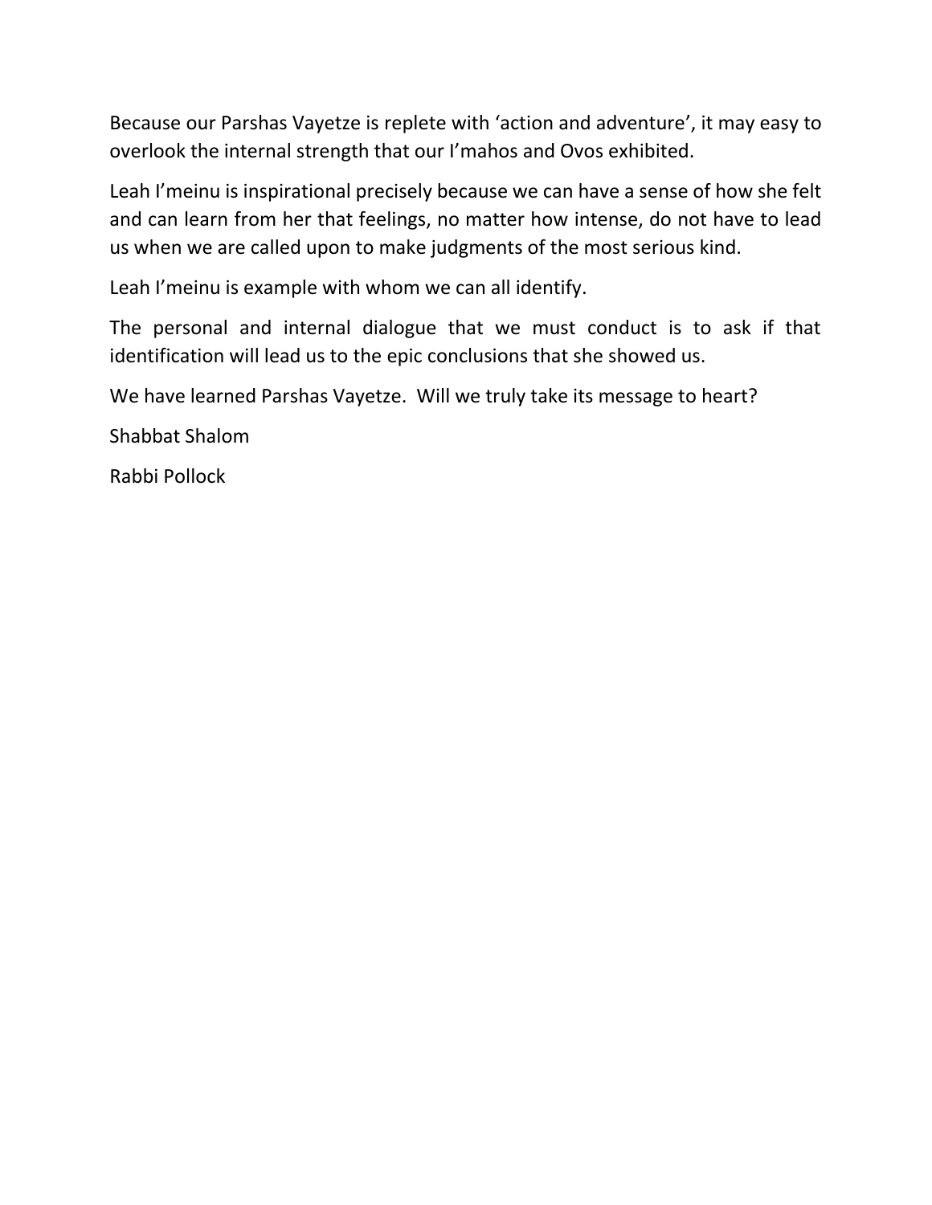Because our Parshas Vayetze is replete with 'action and adventure', it may easy to overlook the internal strength that our I'mahos and Ovos exhibited.

Leah I'meinu is inspirational precisely because we can have a sense of how she felt and can learn from her that feelings, no matter how intense, do not have to lead us when we are called upon to make judgments of the most serious kind.

Leah I'meinu is example with whom we can all identify.

The personal and internal dialogue that we must conduct is to ask if that identification will lead us to the epic conclusions that she showed us.

We have learned Parshas Vayetze. Will we truly take its message to heart?

Shabbat Shalom

Rabbi Pollock